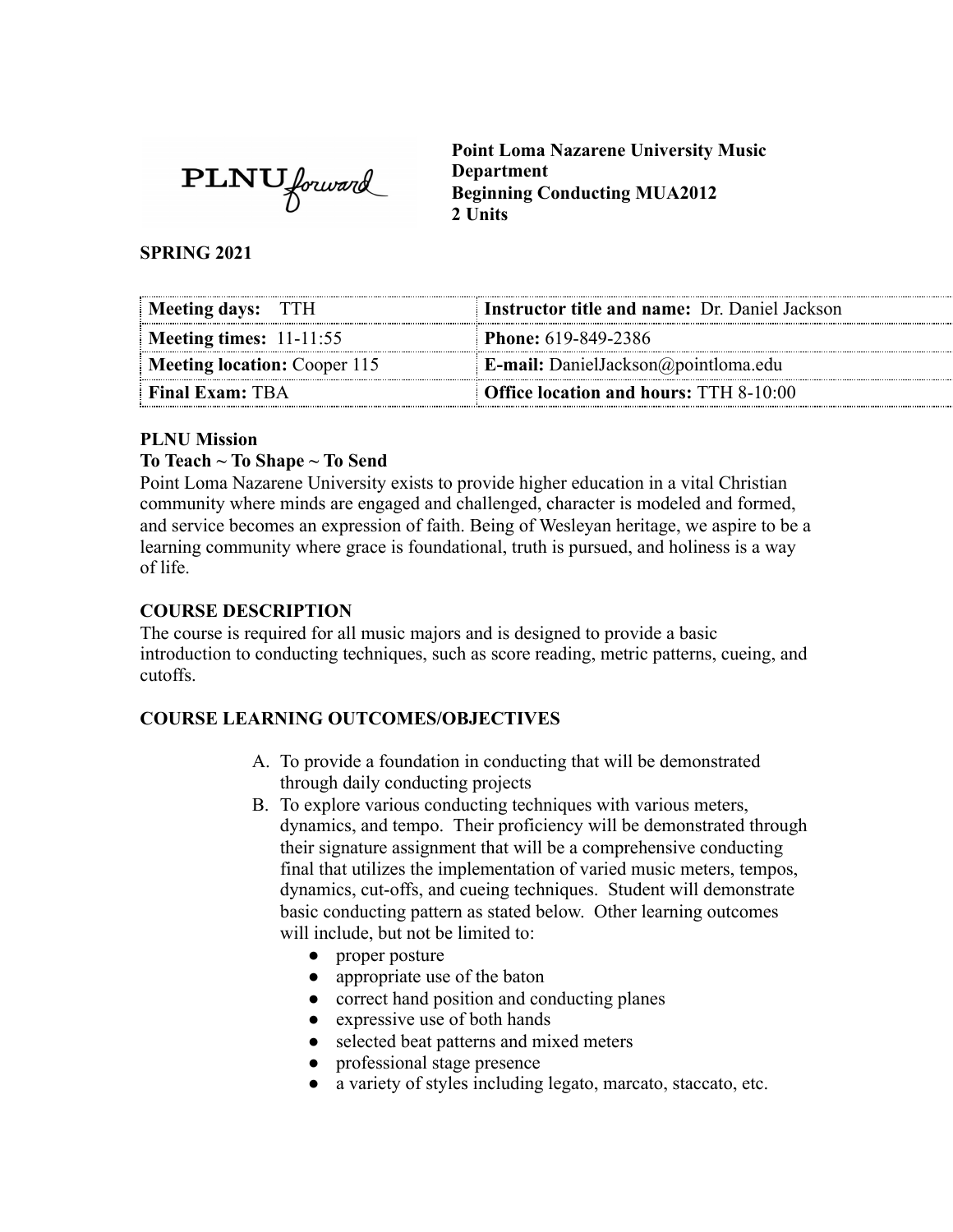**Point Loma Nazarene University Music Department**
**Beginning Conducting MUA2012**
**2 Units**

**SPRING 2021**

| **Meeting days:** TTH | **Instructor title and name:** Dr. Daniel Jackson |
|---|---|
| **Meeting times:** 11-11:55 | **Phone:** 619-849-2386 |
| **Meeting location:** Cooper 115 | **E-mail:** DanielJackson@pointloma.edu |
| **Final Exam:** TBA | **Office location and hours:** TTH 8-10:00 |

## PLNU Mission

**To Teach ~ To Shape ~ To Send**

Point Loma Nazarene University exists to provide higher education in a vital Christian community where minds are engaged and challenged, character is modeled and formed, and service becomes an expression of faith. Being of Wesleyan heritage, we aspire to be a learning community where grace is foundational, truth is pursued, and holiness is a way of life.

## COURSE DESCRIPTION

The course is required for all music majors and is designed to provide a basic introduction to conducting techniques, such as score reading, metric patterns, cueing, and cutoffs.

## COURSE LEARNING OUTCOMES/OBJECTIVES

A. To provide a foundation in conducting that will be demonstrated through daily conducting projects
B. To explore various conducting techniques with various meters, dynamics, and tempo. Their proficiency will be demonstrated through their signature assignment that will be a comprehensive conducting final that utilizes the implementation of varied music meters, tempos, dynamics, cut-offs, and cueing techniques. Student will demonstrate basic conducting pattern as stated below. Other learning outcomes will include, but not be limited to:
    - proper posture
    - appropriate use of the baton
    - correct hand position and conducting planes
    - expressive use of both hands
    - selected beat patterns and mixed meters
    - professional stage presence
    - a variety of styles including legato, marcato, staccato, etc.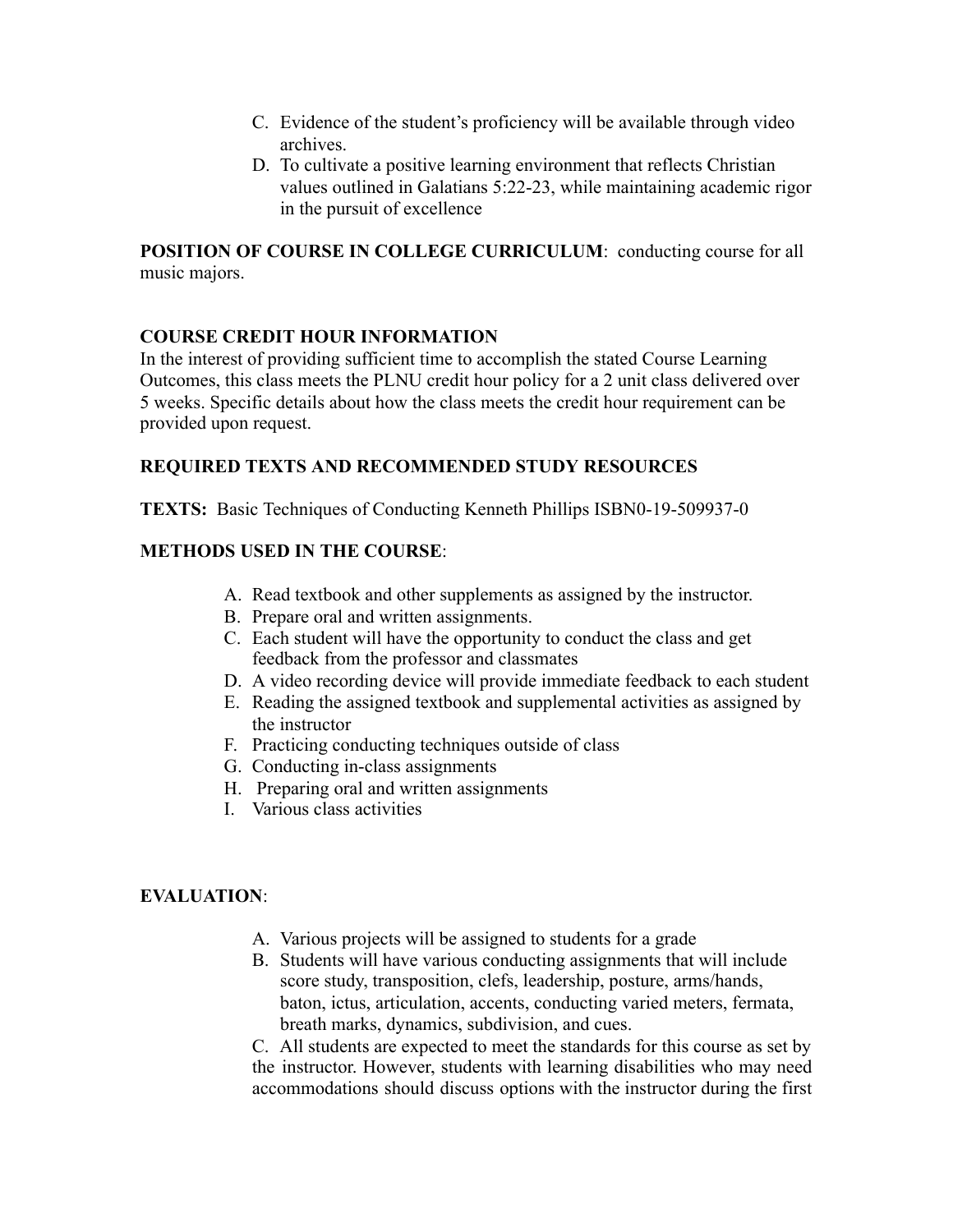C. Evidence of the student's proficiency will be available through video archives.
D. To cultivate a positive learning environment that reflects Christian values outlined in Galatians 5:22-23, while maintaining academic rigor in the pursuit of excellence

**POSITION OF COURSE IN COLLEGE CURRICULUM**: conducting course for all music majors.

**COURSE CREDIT HOUR INFORMATION**

In the interest of providing sufficient time to accomplish the stated Course Learning Outcomes, this class meets the PLNU credit hour policy for a 2 unit class delivered over 5 weeks. Specific details about how the class meets the credit hour requirement can be provided upon request.

**REQUIRED TEXTS AND RECOMMENDED STUDY RESOURCES**

**TEXTS:** Basic Techniques of Conducting Kenneth Phillips ISBN0-19-509937-0

**METHODS USED IN THE COURSE**:

A. Read textbook and other supplements as assigned by the instructor.
B. Prepare oral and written assignments.
C. Each student will have the opportunity to conduct the class and get feedback from the professor and classmates
D. A video recording device will provide immediate feedback to each student
E. Reading the assigned textbook and supplemental activities as assigned by the instructor
F. Practicing conducting techniques outside of class
G. Conducting in-class assignments
H. Preparing oral and written assignments
I. Various class activities

**EVALUATION**:

A. Various projects will be assigned to students for a grade
B. Students will have various conducting assignments that will include score study, transposition, clefs, leadership, posture, arms/hands, baton, ictus, articulation, accents, conducting varied meters, fermata, breath marks, dynamics, subdivision, and cues.
C. All students are expected to meet the standards for this course as set by the instructor. However, students with learning disabilities who may need accommodations should discuss options with the instructor during the first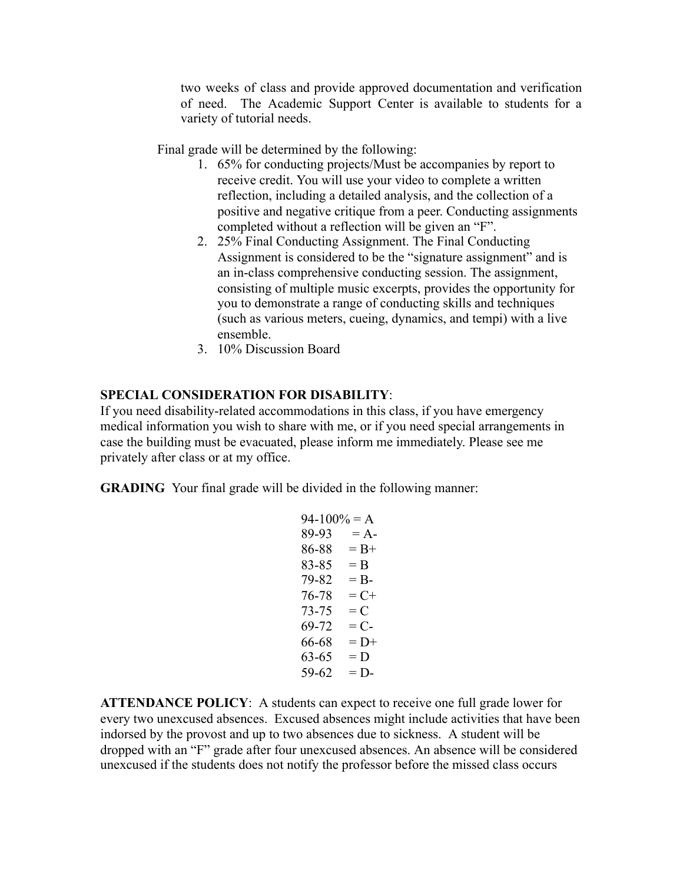two weeks of class and provide approved documentation and verification of need. The Academic Support Center is available to students for a variety of tutorial needs.

Final grade will be determined by the following:

1. 65% for conducting projects/Must be accompanies by report to receive credit. You will use your video to complete a written reflection, including a detailed analysis, and the collection of a positive and negative critique from a peer. Conducting assignments completed without a reflection will be given an "F".
2. 25% Final Conducting Assignment. The Final Conducting Assignment is considered to be the "signature assignment" and is an in-class comprehensive conducting session. The assignment, consisting of multiple music excerpts, provides the opportunity for you to demonstrate a range of conducting skills and techniques (such as various meters, cueing, dynamics, and tempi) with a live ensemble.
3. 10% Discussion Board

**SPECIAL CONSIDERATION FOR DISABILITY**:
If you need disability-related accommodations in this class, if you have emergency medical information you wish to share with me, or if you need special arrangements in case the building must be evacuated, please inform me immediately. Please see me privately after class or at my office.

**GRADING** Your final grade will be divided in the following manner:

94-100% = A
89-93 = A-
86-88 = B+
83-85 = B
79-82 = B-
76-78 = C+
73-75 = C
69-72 = C-
66-68 = D+
63-65 = D
59-62 = D-

**ATTENDANCE POLICY**: A students can expect to receive one full grade lower for every two unexcused absences. Excused absences might include activities that have been indorsed by the provost and up to two absences due to sickness. A student will be dropped with an "F" grade after four unexcused absences. An absence will be considered unexcused if the students does not notify the professor before the missed class occurs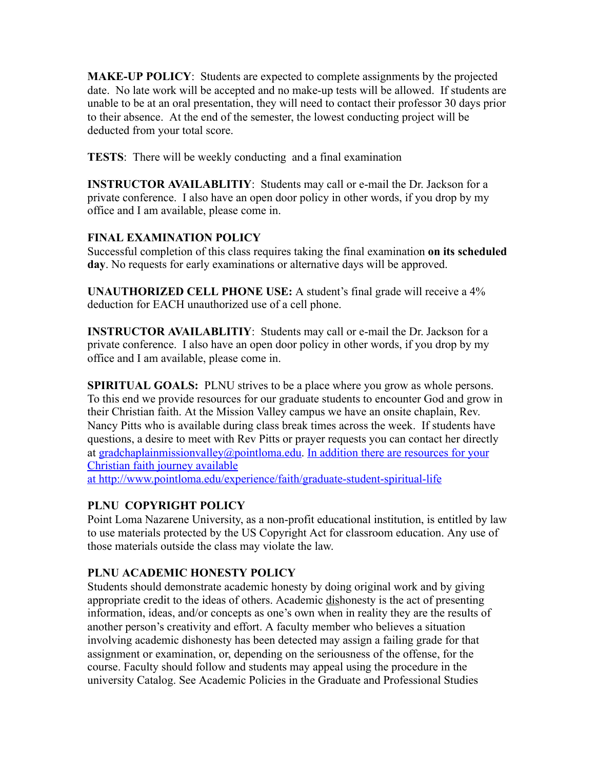**MAKE-UP POLICY**: Students are expected to complete assignments by the projected date. No late work will be accepted and no make-up tests will be allowed. If students are unable to be at an oral presentation, they will need to contact their professor 30 days prior to their absence. At the end of the semester, the lowest conducting project will be deducted from your total score.

**TESTS**: There will be weekly conducting and a final examination

**INSTRUCTOR AVAILABLITIY**: Students may call or e-mail the Dr. Jackson for a private conference. I also have an open door policy in other words, if you drop by my office and I am available, please come in.

**FINAL EXAMINATION POLICY**

Successful completion of this class requires taking the final examination **on its scheduled day**. No requests for early examinations or alternative days will be approved.

**UNAUTHORIZED CELL PHONE USE:** A student's final grade will receive a 4% deduction for EACH unauthorized use of a cell phone.

**INSTRUCTOR AVAILABLITIY**: Students may call or e-mail the Dr. Jackson for a private conference. I also have an open door policy in other words, if you drop by my office and I am available, please come in.

**SPIRITUAL GOALS:** PLNU strives to be a place where you grow as whole persons. To this end we provide resources for our graduate students to encounter God and grow in their Christian faith. At the Mission Valley campus we have an onsite chaplain, Rev. Nancy Pitts who is available during class break times across the week. If students have questions, a desire to meet with Rev Pitts or prayer requests you can contact her directly at [gradchaplainmissionvalley@pointloma.edu](mailto:gradchaplainmissionvalley@pointloma.edu). [In addition there are resources for your Christian faith journey available at http://www.pointloma.edu/experience/faith/graduate-student-spiritual-life](http://www.pointloma.edu/experience/faith/graduate-student-spiritual-life)

**PLNU COPYRIGHT POLICY**

Point Loma Nazarene University, as a non-profit educational institution, is entitled by law to use materials protected by the US Copyright Act for classroom education. Any use of those materials outside the class may violate the law.

**PLNU ACADEMIC HONESTY POLICY**

Students should demonstrate academic honesty by doing original work and by giving appropriate credit to the ideas of others. Academic dishonesty is the act of presenting information, ideas, and/or concepts as one's own when in reality they are the results of another person's creativity and effort. A faculty member who believes a situation involving academic dishonesty has been detected may assign a failing grade for that assignment or examination, or, depending on the seriousness of the offense, for the course. Faculty should follow and students may appeal using the procedure in the university Catalog. See Academic Policies in the Graduate and Professional Studies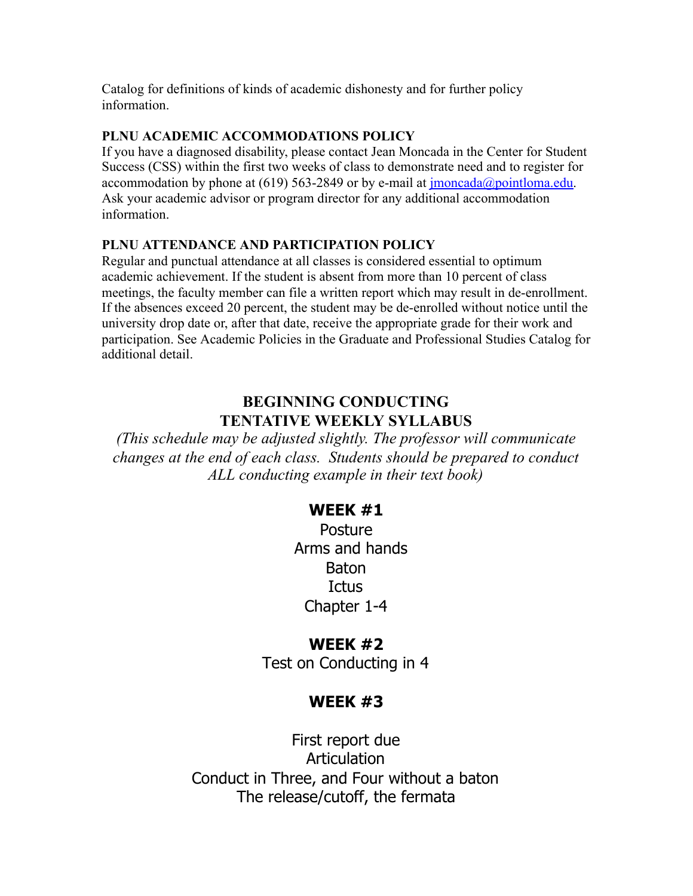Catalog for definitions of kinds of academic dishonesty and for further policy information.

**PLNU ACADEMIC ACCOMMODATIONS POLICY**

If you have a diagnosed disability, please contact Jean Moncada in the Center for Student Success (CSS) within the first two weeks of class to demonstrate need and to register for accommodation by phone at (619) 563-2849 or by e-mail at [jmoncada@pointloma.edu](mailto:jmoncada@pointloma.edu). Ask your academic advisor or program director for any additional accommodation information.

**PLNU ATTENDANCE AND PARTICIPATION POLICY**

Regular and punctual attendance at all classes is considered essential to optimum academic achievement. If the student is absent from more than 10 percent of class meetings, the faculty member can file a written report which may result in de-enrollment. If the absences exceed 20 percent, the student may be de-enrolled without notice until the university drop date or, after that date, receive the appropriate grade for their work and participation. See Academic Policies in the Graduate and Professional Studies Catalog for additional detail.

## BEGINNING CONDUCTING
## TENTATIVE WEEKLY SYLLABUS

*(This schedule may be adjusted slightly. The professor will communicate changes at the end of each class. Students should be prepared to conduct ALL conducting example in their text book)*

### WEEK #1

Posture
Arms and hands
Baton
Ictus
Chapter 1-4

### WEEK #2

Test on Conducting in 4

### WEEK #3

First report due
Articulation
Conduct in Three, and Four without a baton
The release/cutoff, the fermata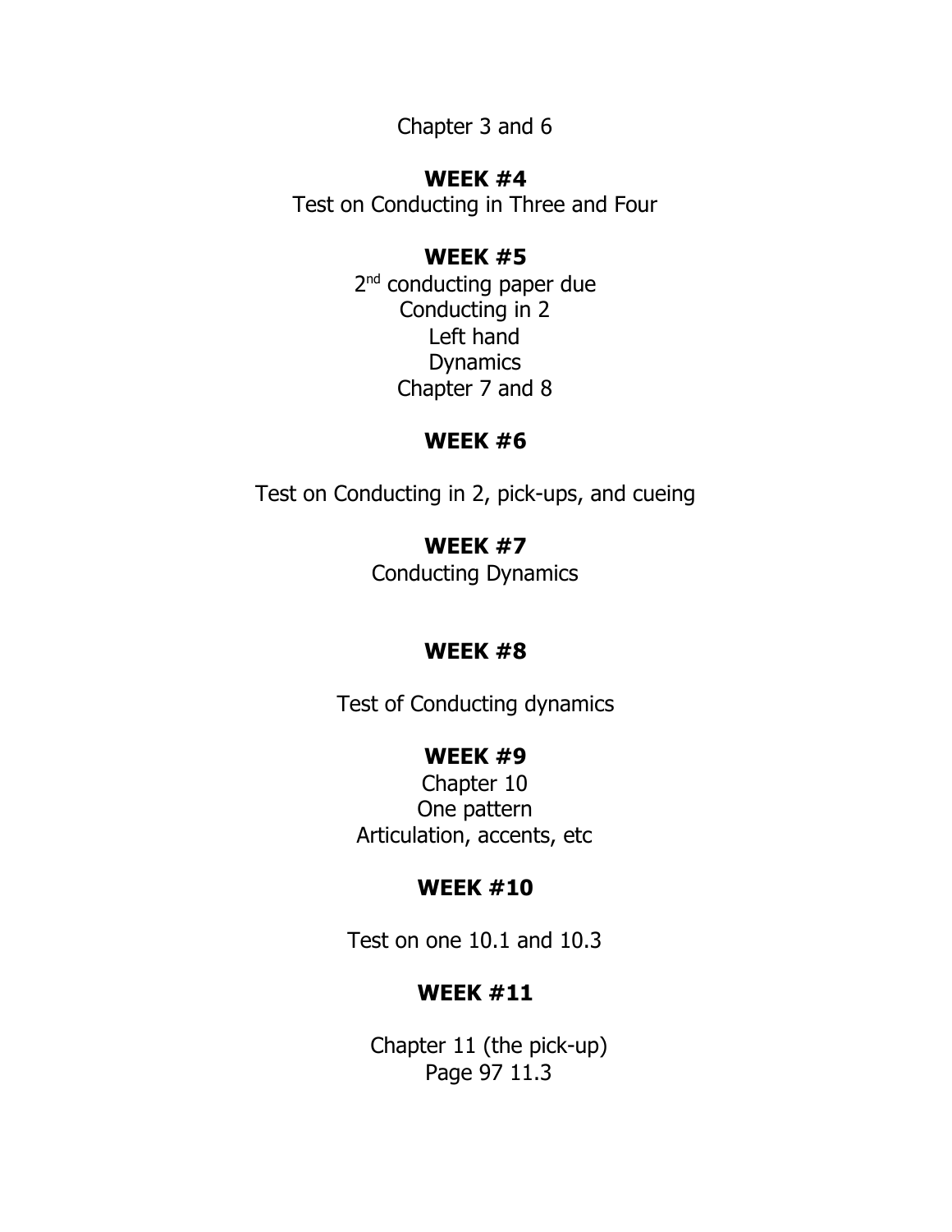Chapter 3 and 6

**WEEK #4**

Test on Conducting in Three and Four

**WEEK #5**

2nd conducting paper due
Conducting in 2
Left hand
Dynamics
Chapter 7 and 8

**WEEK #6**

Test on Conducting in 2, pick-ups, and cueing

**WEEK #7**

Conducting Dynamics

**WEEK #8**

Test of Conducting dynamics

**WEEK #9**

Chapter 10
One pattern
Articulation, accents, etc

**WEEK #10**

Test on one 10.1 and 10.3

**WEEK #11**

Chapter 11 (the pick-up)
Page 97 11.3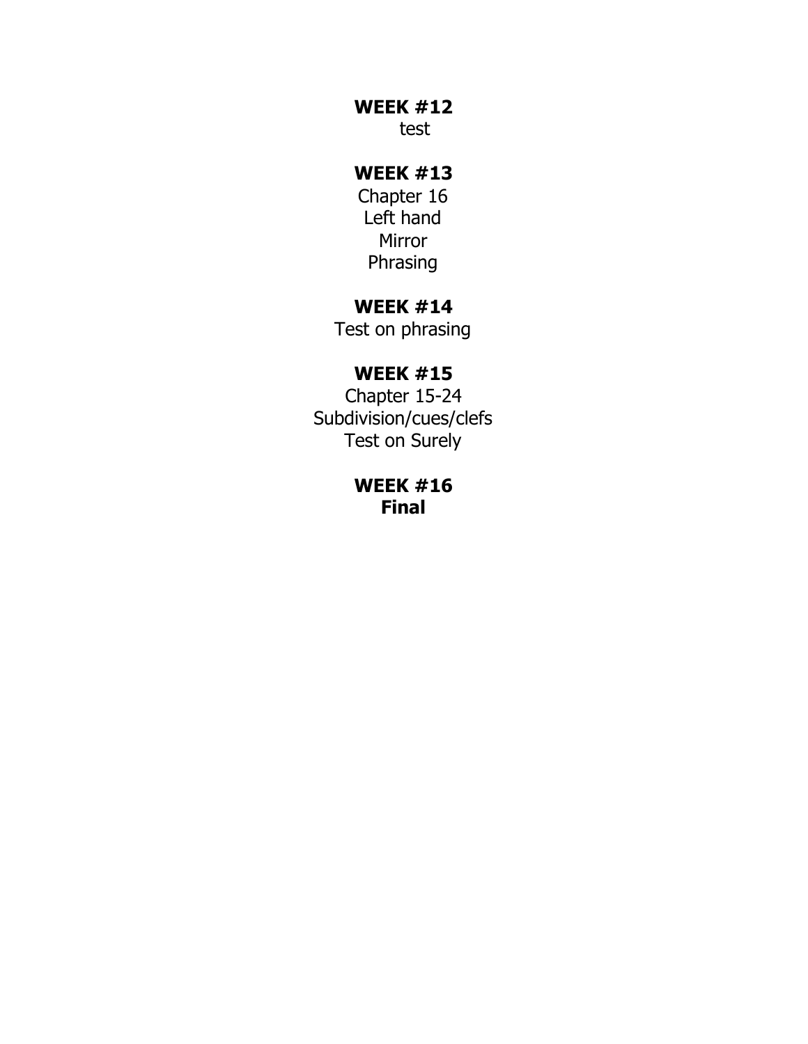**WEEK #12**
test

**WEEK #13**
Chapter 16
Left hand
Mirror
Phrasing

**WEEK #14**
Test on phrasing

**WEEK #15**
Chapter 15-24
Subdivision/cues/clefs
Test on Surely

**WEEK #16**
**Final**